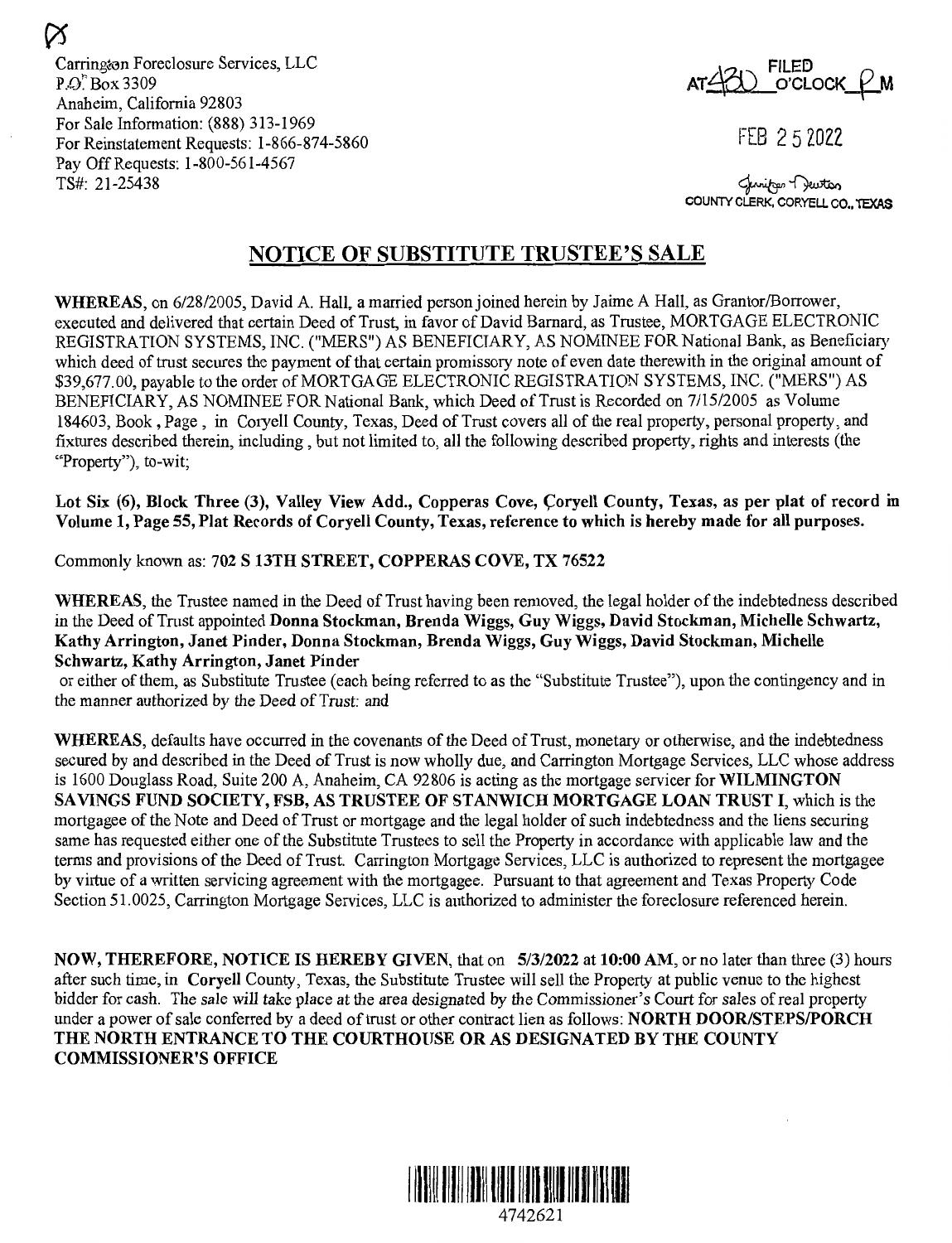Carrington Foreclosure Services, LLC
P.O. Box 3309
Anaheim, California 92803
For Sale Information: (888) 313-1969
For Reinstatement Requests: 1-866-874-5860
Pay Off Requests: 1-800-561-4567
TS#: 21-25438

FILED
AT 4:30 O'CLOCK P M

FEB 25 2022

COUNTY CLERK, CORYELL CO., TEXAS

# NOTICE OF SUBSTITUTE TRUSTEE'S SALE

**WHEREAS**, on 6/28/2005, David A. Hall, a married person joined herein by Jaime A Hall, as Grantor/Borrower, executed and delivered that certain Deed of Trust, in favor of David Barnard, as Trustee, MORTGAGE ELECTRONIC REGISTRATION SYSTEMS, INC. ("MERS") AS BENEFICIARY, AS NOMINEE FOR National Bank, as Beneficiary which deed of trust secures the payment of that certain promissory note of even date therewith in the original amount of $39,677.00, payable to the order of MORTGAGE ELECTRONIC REGISTRATION SYSTEMS, INC. ("MERS") AS BENEFICIARY, AS NOMINEE FOR National Bank, which Deed of Trust is Recorded on 7/15/2005 as Volume 184603, Book , Page , in Coryell County, Texas, Deed of Trust covers all of the real property, personal property, and fixtures described therein, including , but not limited to, all the following described property, rights and interests (the "Property"), to-wit;

**Lot Six (6), Block Three (3), Valley View Add., Copperas Cove, Coryell County, Texas, as per plat of record in Volume 1, Page 55, Plat Records of Coryell County, Texas, reference to which is hereby made for all purposes.**

Commonly known as: **702 S 13TH STREET, COPPERAS COVE, TX 76522**

**WHEREAS**, the Trustee named in the Deed of Trust having been removed, the legal holder of the indebtedness described in the Deed of Trust appointed **Donna Stockman, Brenda Wiggs, Guy Wiggs, David Stockman, Michelle Schwartz, Kathy Arrington, Janet Pinder, Donna Stockman, Brenda Wiggs, Guy Wiggs, David Stockman, Michelle Schwartz, Kathy Arrington, Janet Pinder**
or either of them, as Substitute Trustee (each being referred to as the "Substitute Trustee"), upon the contingency and in the manner authorized by the Deed of Trust: and

**WHEREAS**, defaults have occurred in the covenants of the Deed of Trust, monetary or otherwise, and the indebtedness secured by and described in the Deed of Trust is now wholly due, and Carrington Mortgage Services, LLC whose address is 1600 Douglass Road, Suite 200 A, Anaheim, CA 92806 is acting as the mortgage servicer for **WILMINGTON SAVINGS FUND SOCIETY, FSB, AS TRUSTEE OF STANWICH MORTGAGE LOAN TRUST I**, which is the mortgagee of the Note and Deed of Trust or mortgage and the legal holder of such indebtedness and the liens securing same has requested either one of the Substitute Trustees to sell the Property in accordance with applicable law and the terms and provisions of the Deed of Trust. Carrington Mortgage Services, LLC is authorized to represent the mortgagee by virtue of a written servicing agreement with the mortgagee. Pursuant to that agreement and Texas Property Code Section 51.0025, Carrington Mortgage Services, LLC is authorized to administer the foreclosure referenced herein.

**NOW, THEREFORE, NOTICE IS HEREBY GIVEN**, that on **5/3/2022 at 10:00 AM**, or no later than three (3) hours after such time, in **Coryell** County, Texas, the Substitute Trustee will sell the Property at public venue to the highest bidder for cash. The sale will take place at the area designated by the Commissioner's Court for sales of real property under a power of sale conferred by a deed of trust or other contract lien as follows: **NORTH DOOR/STEPS/PORCH THE NORTH ENTRANCE TO THE COURTHOUSE OR AS DESIGNATED BY THE COUNTY COMMISSIONER'S OFFICE**

4742621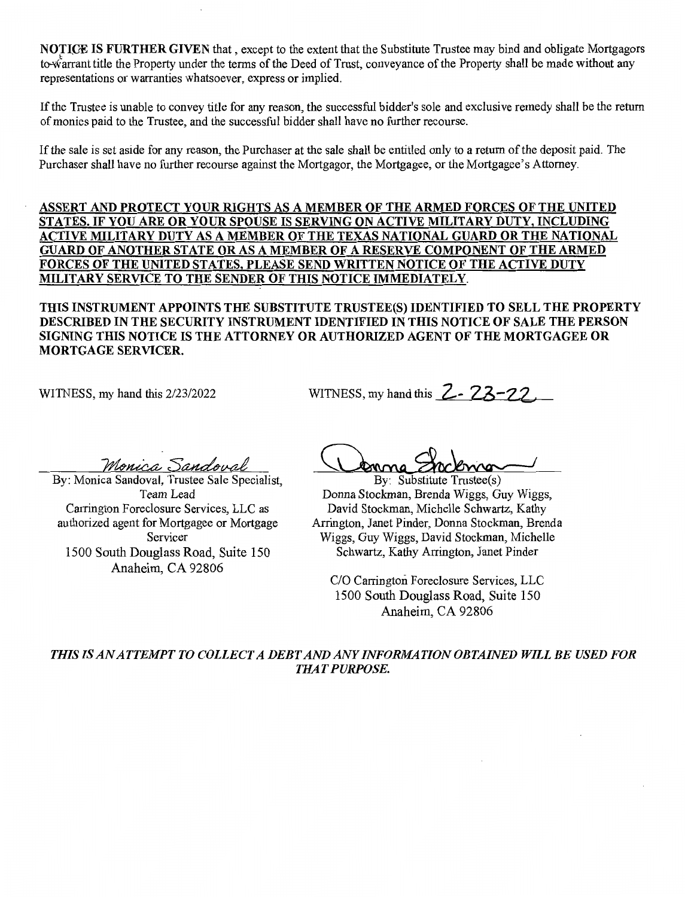**NOTICE IS FURTHER GIVEN** that, except to the extent that the Substitute Trustee may bind and obligate Mortgagors to warrant title the Property under the terms of the Deed of Trust, conveyance of the Property shall be made without any representations or warranties whatsoever, express or implied.

If the Trustee is unable to convey title for any reason, the successful bidder's sole and exclusive remedy shall be the return of monies paid to the Trustee, and the successful bidder shall have no further recourse.

If the sale is set aside for any reason, the Purchaser at the sale shall be entitled only to a return of the deposit paid. The Purchaser shall have no further recourse against the Mortgagor, the Mortgagee, or the Mortgagee's Attorney.

**ASSERT AND PROTECT YOUR RIGHTS AS A MEMBER OF THE ARMED FORCES OF THE UNITED STATES. IF YOU ARE OR YOUR SPOUSE IS SERVING ON ACTIVE MILITARY DUTY, INCLUDING ACTIVE MILITARY DUTY AS A MEMBER OF THE TEXAS NATIONAL GUARD OR THE NATIONAL GUARD OF ANOTHER STATE OR AS A MEMBER OF A RESERVE COMPONENT OF THE ARMED FORCES OF THE UNITED STATES, PLEASE SEND WRITTEN NOTICE OF THE ACTIVE DUTY MILITARY SERVICE TO THE SENDER OF THIS NOTICE IMMEDIATELY.**

**THIS INSTRUMENT APPOINTS THE SUBSTITUTE TRUSTEE(S) IDENTIFIED TO SELL THE PROPERTY DESCRIBED IN THE SECURITY INSTRUMENT IDENTIFIED IN THIS NOTICE OF SALE THE PERSON SIGNING THIS NOTICE IS THE ATTORNEY OR AUTHORIZED AGENT OF THE MORTGAGEE OR MORTGAGE SERVICER.**

WITNESS, my hand this 2/23/2022

Monica Sandoval

By: Monica Sandoval, Trustee Sale Specialist, Team Lead
Carrington Foreclosure Services, LLC as authorized agent for Mortgagee or Mortgage Servicer
1500 South Douglass Road, Suite 150
Anaheim, CA 92806

WITNESS, my hand this 2-23-22

Donna Stockman

By: Substitute Trustee(s)
Donna Stockman, Brenda Wiggs, Guy Wiggs, David Stockman, Michelle Schwartz, Kathy Arrington, Janet Pinder, Donna Stockman, Brenda Wiggs, Guy Wiggs, David Stockman, Michelle Schwartz, Kathy Arrington, Janet Pinder

C/O Carrington Foreclosure Services, LLC
1500 South Douglass Road, Suite 150
Anaheim, CA 92806

***THIS IS AN ATTEMPT TO COLLECT A DEBT AND ANY INFORMATION OBTAINED WILL BE USED FOR THAT PURPOSE.***